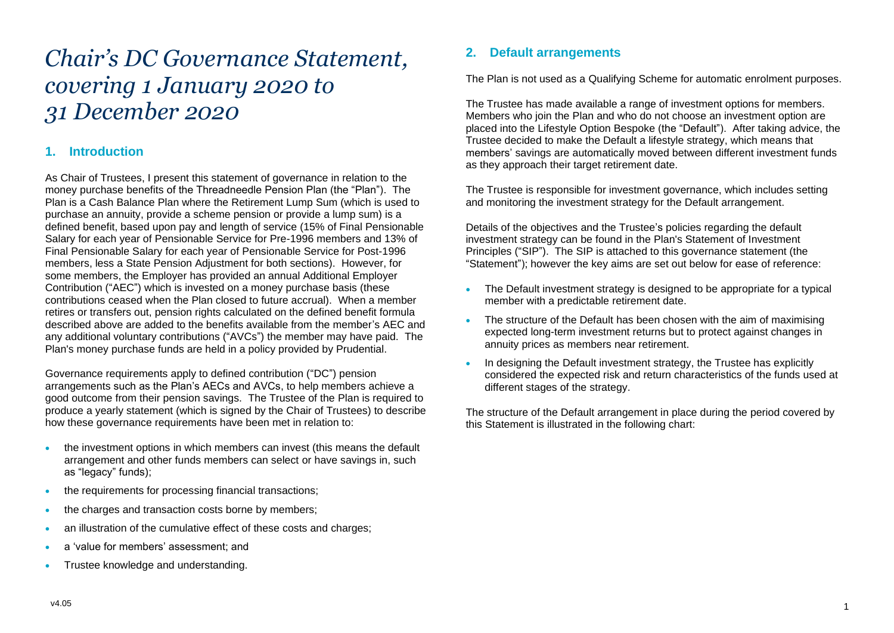# *Chair's DC Governance Statement, covering 1 January 2020 to 31 December 2020*

## 1. Introduction

As Chair of Trustees, I present this statement of governance in relation to the money purchase benefits of the Threadneedle Pension Plan (the "Plan"). The Plan is a Cash Balance Plan where the Retirement Lump Sum (which is used to purchase an annuity, provide a scheme pension or provide a lump sum) is a defined benefit, based upon pay and length of service (15% of Final Pensionable Salary for each year of Pensionable Service for Pre-1996 members and 13% of Final Pensionable Salary for each year of Pensionable Service for Post-1996 members, less a State Pension Adjustment for both sections). However, for some members, the Employer has provided an annual Additional Employer Contribution ("AEC") which is invested on a money purchase basis (these contributions ceased when the Plan closed to future accrual). When a member retires or transfers out, pension rights calculated on the defined benefit formula described above are added to the benefits available from the member's AEC and any additional voluntary contributions ("AVCs") the member may have paid. The Plan's money purchase funds are held in a policy provided by Prudential.

Governance requirements apply to defined contribution ("DC") pension arrangements such as the Plan's AECs and AVCs, to help members achieve a good outcome from their pension savings. The Trustee of the Plan is required to produce a yearly statement (which is signed by the Chair of Trustees) to describe how these governance requirements have been met in relation to:

- the investment options in which members can invest (this means the default arrangement and other funds members can select or have savings in, such as "legacy" funds);
- the requirements for processing financial transactions;
- the charges and transaction costs borne by members;
- an illustration of the cumulative effect of these costs and charges;
- a 'value for members' assessment; and
- Trustee knowledge and understanding.

## 2. Default arrangements

The Plan is not used as a Qualifying Scheme for automatic enrolment purposes.

The Trustee has made available a range of investment options for members. Members who join the Plan and who do not choose an investment option are placed into the Lifestyle Option Bespoke (the "Default"). After taking advice, the Trustee decided to make the Default a lifestyle strategy, which means that members' savings are automatically moved between different investment funds as they approach their target retirement date.

The Trustee is responsible for investment governance, which includes setting and monitoring the investment strategy for the Default arrangement.

Details of the objectives and the Trustee's policies regarding the default investment strategy can be found in the Plan's Statement of Investment Principles ("SIP"). The SIP is attached to this governance statement (the "Statement"); however the key aims are set out below for ease of reference:

- The Default investment strategy is designed to be appropriate for a typical member with a predictable retirement date.
- The structure of the Default has been chosen with the aim of maximising expected long-term investment returns but to protect against changes in annuity prices as members near retirement.
- In designing the Default investment strategy, the Trustee has explicitly considered the expected risk and return characteristics of the funds used at different stages of the strategy.

The structure of the Default arrangement in place during the period covered by this Statement is illustrated in the following chart: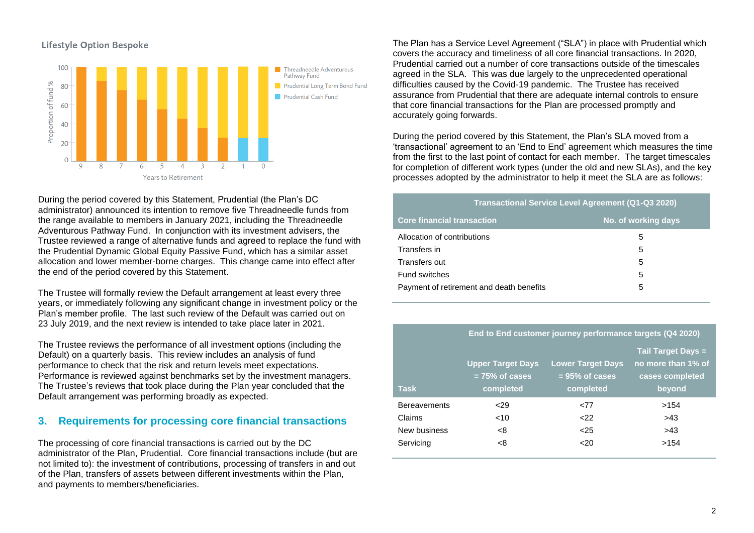**Lifestyle Option Bespoke**

During the period covered by this Statement, Prudential (the Plan's DC administrator) announced its intention to remove five Threadneedle funds from the range available to members in January 2021, including the Threadneedle Adventurous Pathway Fund. In conjunction with its investment advisers, the Trustee reviewed a range of alternative funds and agreed to replace the fund with the Prudential Dynamic Global Equity Passive Fund, which has a similar asset allocation and lower member-borne charges. This change came into effect after the end of the period covered by this Statement.

The Trustee will formally review the Default arrangement at least every three years, or immediately following any significant change in investment policy or the Plan's member profile. The last such review of the Default was carried out on 23 July 2019, and the next review is intended to take place later in 2021.

The Trustee reviews the performance of all investment options (including the Default) on a quarterly basis. This review includes an analysis of fund performance to check that the risk and return levels meet expectations. Performance is reviewed against benchmarks set by the investment managers. The Trustee's reviews that took place during the Plan year concluded that the Default arrangement was performing broadly as expected.

## 3. Requirements for processing core financial transactions

The processing of core financial transactions is carried out by the DC administrator of the Plan, Prudential. Core financial transactions include (but are not limited to): the investment of contributions, processing of transfers in and out of the Plan, transfers of assets between different investments within the Plan, and payments to members/beneficiaries.

The Plan has a Service Level Agreement ("SLA") in place with Prudential which covers the accuracy and timeliness of all core financial transactions. In 2020, Prudential carried out a number of core transactions outside of the timescales agreed in the SLA. This was due largely to the unprecedented operational difficulties caused by the Covid-19 pandemic. The Trustee has received assurance from Prudential that there are adequate internal controls to ensure that core financial transactions for the Plan are processed promptly and accurately going forwards.

During the period covered by this Statement, the Plan's SLA moved from a 'transactional' agreement to an 'End to End' agreement which measures the time from the first to the last point of contact for each member. The target timescales for completion of different work types (under the old and new SLAs), and the key processes adopted by the administrator to help it meet the SLA are as follows:

| Transactional Service Level Agreement (Q1-Q3 2020) | |
|---|---|
| **Core financial transaction** | **No. of working days** |
| Allocation of contributions | 5 |
| Transfers in | 5 |
| Transfers out | 5 |
| Fund switches | 5 |
| Payment of retirement and death benefits | 5 |

| | End to End customer journey performance targets (Q4 2020) | | |
|---|---|---|---|
| **Task** | **Upper Target Days = 75% of cases completed** | **Lower Target Days = 95% of cases completed** | **Tail Target Days = no more than 1% of cases completed beyond** |
| Bereavements | <29 | <77 | >154 |
| Claims | <10 | <22 | >43 |
| New business | <8 | <25 | >43 |
| Servicing | <8 | <20 | >154 |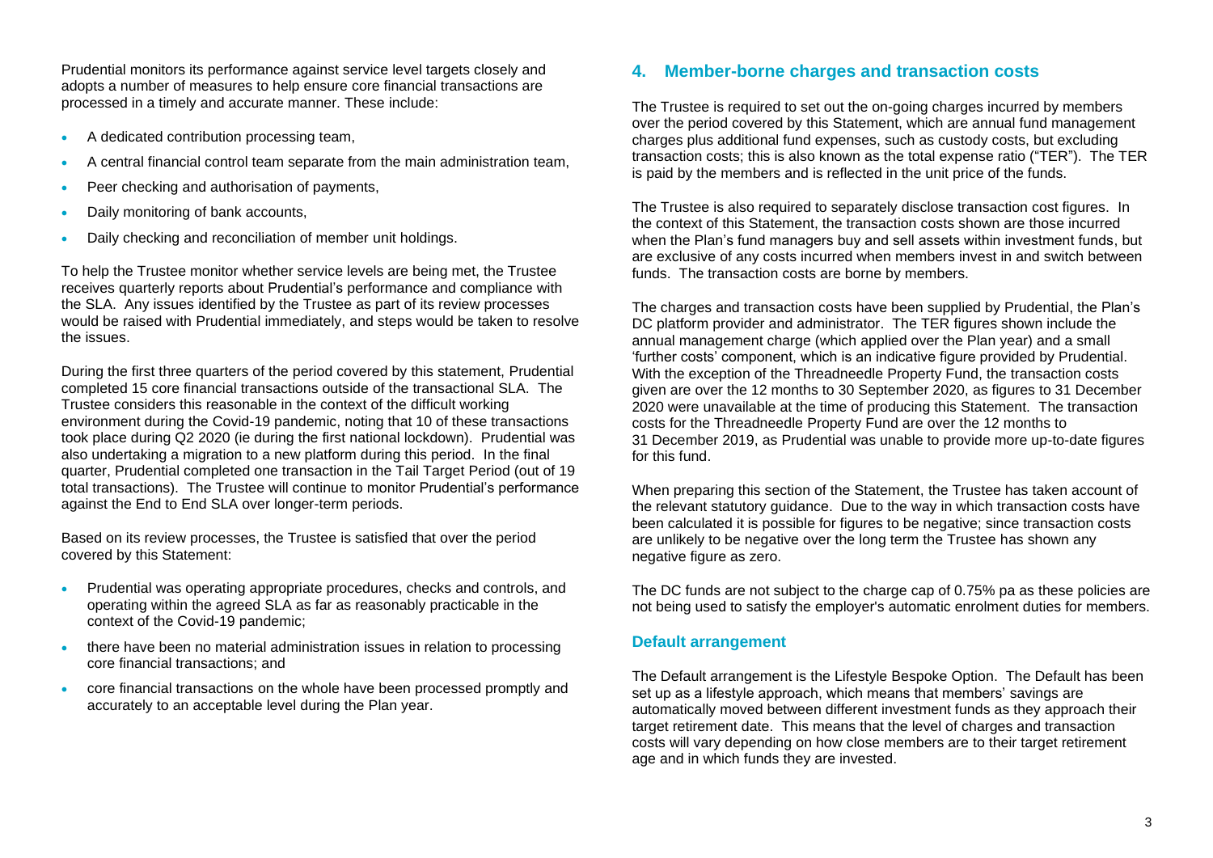Prudential monitors its performance against service level targets closely and adopts a number of measures to help ensure core financial transactions are processed in a timely and accurate manner. These include:

- A dedicated contribution processing team,
- A central financial control team separate from the main administration team,
- Peer checking and authorisation of payments,
- Daily monitoring of bank accounts,
- Daily checking and reconciliation of member unit holdings.

To help the Trustee monitor whether service levels are being met, the Trustee receives quarterly reports about Prudential's performance and compliance with the SLA. Any issues identified by the Trustee as part of its review processes would be raised with Prudential immediately, and steps would be taken to resolve the issues.

During the first three quarters of the period covered by this statement, Prudential completed 15 core financial transactions outside of the transactional SLA. The Trustee considers this reasonable in the context of the difficult working environment during the Covid-19 pandemic, noting that 10 of these transactions took place during Q2 2020 (ie during the first national lockdown). Prudential was also undertaking a migration to a new platform during this period. In the final quarter, Prudential completed one transaction in the Tail Target Period (out of 19 total transactions). The Trustee will continue to monitor Prudential's performance against the End to End SLA over longer-term periods.

Based on its review processes, the Trustee is satisfied that over the period covered by this Statement:

- Prudential was operating appropriate procedures, checks and controls, and operating within the agreed SLA as far as reasonably practicable in the context of the Covid-19 pandemic;
- there have been no material administration issues in relation to processing core financial transactions; and
- core financial transactions on the whole have been processed promptly and accurately to an acceptable level during the Plan year.

## 4. Member-borne charges and transaction costs

The Trustee is required to set out the on-going charges incurred by members over the period covered by this Statement, which are annual fund management charges plus additional fund expenses, such as custody costs, but excluding transaction costs; this is also known as the total expense ratio ("TER"). The TER is paid by the members and is reflected in the unit price of the funds.

The Trustee is also required to separately disclose transaction cost figures. In the context of this Statement, the transaction costs shown are those incurred when the Plan's fund managers buy and sell assets within investment funds, but are exclusive of any costs incurred when members invest in and switch between funds. The transaction costs are borne by members.

The charges and transaction costs have been supplied by Prudential, the Plan's DC platform provider and administrator. The TER figures shown include the annual management charge (which applied over the Plan year) and a small 'further costs' component, which is an indicative figure provided by Prudential. With the exception of the Threadneedle Property Fund, the transaction costs given are over the 12 months to 30 September 2020, as figures to 31 December 2020 were unavailable at the time of producing this Statement. The transaction costs for the Threadneedle Property Fund are over the 12 months to 31 December 2019, as Prudential was unable to provide more up-to-date figures for this fund.

When preparing this section of the Statement, the Trustee has taken account of the relevant statutory guidance. Due to the way in which transaction costs have been calculated it is possible for figures to be negative; since transaction costs are unlikely to be negative over the long term the Trustee has shown any negative figure as zero.

The DC funds are not subject to the charge cap of 0.75% pa as these policies are not being used to satisfy the employer's automatic enrolment duties for members.

### Default arrangement

The Default arrangement is the Lifestyle Bespoke Option. The Default has been set up as a lifestyle approach, which means that members' savings are automatically moved between different investment funds as they approach their target retirement date. This means that the level of charges and transaction costs will vary depending on how close members are to their target retirement age and in which funds they are invested.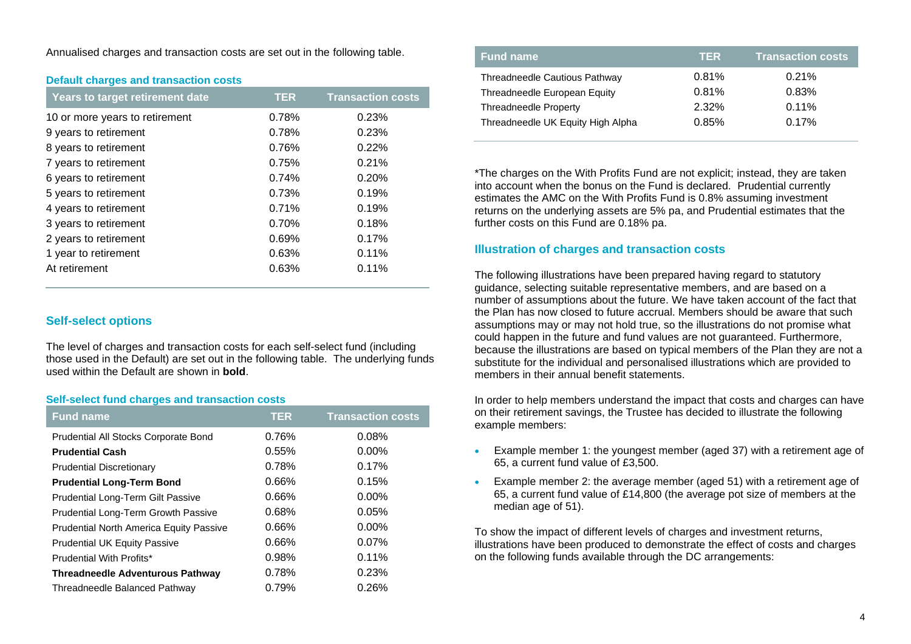Annualised charges and transaction costs are set out in the following table.

**Default charges and transaction costs**

| Years to target retirement date | TER | Transaction costs |
|---|---|---|
| 10 or more years to retirement | 0.78% | 0.23% |
| 9 years to retirement | 0.78% | 0.23% |
| 8 years to retirement | 0.76% | 0.22% |
| 7 years to retirement | 0.75% | 0.21% |
| 6 years to retirement | 0.74% | 0.20% |
| 5 years to retirement | 0.73% | 0.19% |
| 4 years to retirement | 0.71% | 0.19% |
| 3 years to retirement | 0.70% | 0.18% |
| 2 years to retirement | 0.69% | 0.17% |
| 1 year to retirement | 0.63% | 0.11% |
| At retirement | 0.63% | 0.11% |

## Self-select options

The level of charges and transaction costs for each self-select fund (including those used in the Default) are set out in the following table. The underlying funds used within the Default are shown in **bold**.

**Self-select fund charges and transaction costs**

| Fund name | TER | Transaction costs |
|---|---|---|
| Prudential All Stocks Corporate Bond | 0.76% | 0.08% |
| **Prudential Cash** | 0.55% | 0.00% |
| Prudential Discretionary | 0.78% | 0.17% |
| **Prudential Long-Term Bond** | 0.66% | 0.15% |
| Prudential Long-Term Gilt Passive | 0.66% | 0.00% |
| Prudential Long-Term Growth Passive | 0.68% | 0.05% |
| Prudential North America Equity Passive | 0.66% | 0.00% |
| Prudential UK Equity Passive | 0.66% | 0.07% |
| Prudential With Profits* | 0.98% | 0.11% |
| **Threadneedle Adventurous Pathway** | 0.78% | 0.23% |
| Threadneedle Balanced Pathway | 0.79% | 0.26% |
| Threadneedle Cautious Pathway | 0.81% | 0.21% |
| Threadneedle European Equity | 0.81% | 0.83% |
| Threadneedle Property | 2.32% | 0.11% |
| Threadneedle UK Equity High Alpha | 0.85% | 0.17% |

*The charges on the With Profits Fund are not explicit; instead, they are taken into account when the bonus on the Fund is declared. Prudential currently estimates the AMC on the With Profits Fund is 0.8% assuming investment returns on the underlying assets are 5% pa, and Prudential estimates that the further costs on this Fund are 0.18% pa.

## Illustration of charges and transaction costs

The following illustrations have been prepared having regard to statutory guidance, selecting suitable representative members, and are based on a number of assumptions about the future. We have taken account of the fact that the Plan has now closed to future accrual. Members should be aware that such assumptions may or may not hold true, so the illustrations do not promise what could happen in the future and fund values are not guaranteed. Furthermore, because the illustrations are based on typical members of the Plan they are not a substitute for the individual and personalised illustrations which are provided to members in their annual benefit statements.

In order to help members understand the impact that costs and charges can have on their retirement savings, the Trustee has decided to illustrate the following example members:

- Example member 1: the youngest member (aged 37) with a retirement age of 65, a current fund value of £3,500.
- Example member 2: the average member (aged 51) with a retirement age of 65, a current fund value of £14,800 (the average pot size of members at the median age of 51).

To show the impact of different levels of charges and investment returns, illustrations have been produced to demonstrate the effect of costs and charges on the following funds available through the DC arrangements: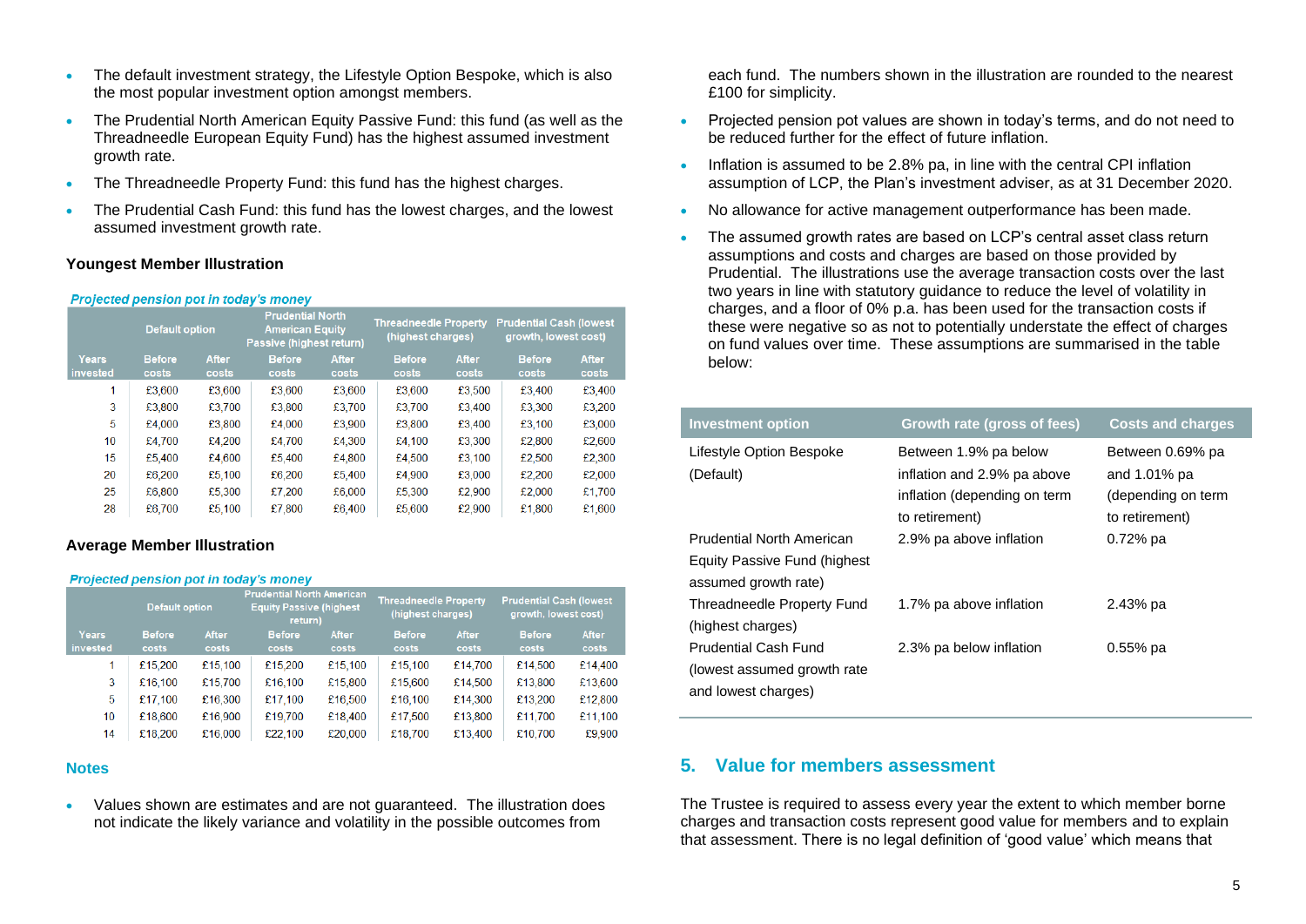- The default investment strategy, the Lifestyle Option Bespoke, which is also the most popular investment option amongst members.
- The Prudential North American Equity Passive Fund: this fund (as well as the Threadneedle European Equity Fund) has the highest assumed investment growth rate.
- The Threadneedle Property Fund: this fund has the highest charges.
- The Prudential Cash Fund: this fund has the lowest charges, and the lowest assumed investment growth rate.

**Youngest Member Illustration**

*Projected pension pot in today's money*

| | Default option | | Prudential North American Equity Passive (highest return) | | Threadneedle Property (highest charges) | | Prudential Cash (lowest growth, lowest cost) | |
|---|---|---|---|---|---|---|---|---|
| Years invested | Before costs | After costs | Before costs | After costs | Before costs | After costs | Before costs | After costs |
| 1 | £3,600 | £3,600 | £3,600 | £3,600 | £3,600 | £3,500 | £3,400 | £3,400 |
| 3 | £3,800 | £3,700 | £3,800 | £3,700 | £3,700 | £3,400 | £3,300 | £3,200 |
| 5 | £4,000 | £3,800 | £4,000 | £3,900 | £3,800 | £3,400 | £3,100 | £3,000 |
| 10 | £4,700 | £4,200 | £4,700 | £4,300 | £4,100 | £3,300 | £2,800 | £2,600 |
| 15 | £5,400 | £4,600 | £5,400 | £4,800 | £4,500 | £3,100 | £2,500 | £2,300 |
| 20 | £6,200 | £5,100 | £6,200 | £5,400 | £4,900 | £3,000 | £2,200 | £2,000 |
| 25 | £6,800 | £5,300 | £7,200 | £6,000 | £5,300 | £2,900 | £2,000 | £1,700 |
| 28 | £6,700 | £5,100 | £7,800 | £6,400 | £5,600 | £2,900 | £1,800 | £1,600 |

**Average Member Illustration**

*Projected pension pot in today's money*

| | Default option | | Prudential North American Equity Passive (highest return) | | Threadneedle Property (highest charges) | | Prudential Cash (lowest growth, lowest cost) | |
|---|---|---|---|---|---|---|---|---|
| Years invested | Before costs | After costs | Before costs | After costs | Before costs | After costs | Before costs | After costs |
| 1 | £15,200 | £15,100 | £15,200 | £15,100 | £15,100 | £14,700 | £14,500 | £14,400 |
| 3 | £16,100 | £15,700 | £16,100 | £15,800 | £15,600 | £14,500 | £13,800 | £13,600 |
| 5 | £17,100 | £16,300 | £17,100 | £16,500 | £16,100 | £14,300 | £13,200 | £12,800 |
| 10 | £18,600 | £16,900 | £19,700 | £18,400 | £17,500 | £13,800 | £11,700 | £11,100 |
| 14 | £18,200 | £16,000 | £22,100 | £20,000 | £18,700 | £13,400 | £10,700 | £9,900 |

**Notes**

- Values shown are estimates and are not guaranteed. The illustration does not indicate the likely variance and volatility in the possible outcomes from each fund. The numbers shown in the illustration are rounded to the nearest £100 for simplicity.
- Projected pension pot values are shown in today's terms, and do not need to be reduced further for the effect of future inflation.
- Inflation is assumed to be 2.8% pa, in line with the central CPI inflation assumption of LCP, the Plan's investment adviser, as at 31 December 2020.
- No allowance for active management outperformance has been made.
- The assumed growth rates are based on LCP's central asset class return assumptions and costs and charges are based on those provided by Prudential. The illustrations use the average transaction costs over the last two years in line with statutory guidance to reduce the level of volatility in charges, and a floor of 0% p.a. has been used for the transaction costs if these were negative so as not to potentially understate the effect of charges on fund values over time. These assumptions are summarised in the table below:

| Investment option | Growth rate (gross of fees) | Costs and charges |
|---|---|---|
| Lifestyle Option Bespoke (Default) | Between 1.9% pa below inflation and 2.9% pa above inflation (depending on term to retirement) | Between 0.69% pa and 1.01% pa (depending on term to retirement) |
| Prudential North American Equity Passive Fund (highest assumed growth rate) | 2.9% pa above inflation | 0.72% pa |
| Threadneedle Property Fund (highest charges) | 1.7% pa above inflation | 2.43% pa |
| Prudential Cash Fund (lowest assumed growth rate and lowest charges) | 2.3% pa below inflation | 0.55% pa |

## 5. Value for members assessment

The Trustee is required to assess every year the extent to which member borne charges and transaction costs represent good value for members and to explain that assessment. There is no legal definition of 'good value' which means that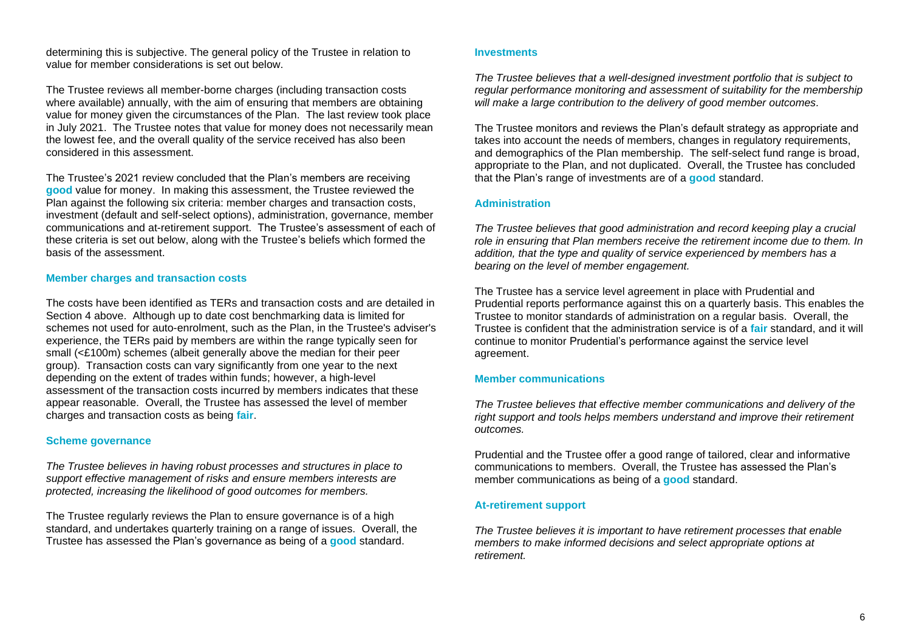determining this is subjective. The general policy of the Trustee in relation to value for member considerations is set out below.

The Trustee reviews all member-borne charges (including transaction costs where available) annually, with the aim of ensuring that members are obtaining value for money given the circumstances of the Plan. The last review took place in July 2021. The Trustee notes that value for money does not necessarily mean the lowest fee, and the overall quality of the service received has also been considered in this assessment.

The Trustee's 2021 review concluded that the Plan's members are receiving **good** value for money. In making this assessment, the Trustee reviewed the Plan against the following six criteria: member charges and transaction costs, investment (default and self-select options), administration, governance, member communications and at-retirement support. The Trustee's assessment of each of these criteria is set out below, along with the Trustee's beliefs which formed the basis of the assessment.

### Member charges and transaction costs

The costs have been identified as TERs and transaction costs and are detailed in Section 4 above. Although up to date cost benchmarking data is limited for schemes not used for auto-enrolment, such as the Plan, in the Trustee's adviser's experience, the TERs paid by members are within the range typically seen for small (<£100m) schemes (albeit generally above the median for their peer group). Transaction costs can vary significantly from one year to the next depending on the extent of trades within funds; however, a high-level assessment of the transaction costs incurred by members indicates that these appear reasonable. Overall, the Trustee has assessed the level of member charges and transaction costs as being **fair**.

### Scheme governance

*The Trustee believes in having robust processes and structures in place to support effective management of risks and ensure members interests are protected, increasing the likelihood of good outcomes for members.*

The Trustee regularly reviews the Plan to ensure governance is of a high standard, and undertakes quarterly training on a range of issues. Overall, the Trustee has assessed the Plan's governance as being of a **good** standard.

### Investments

*The Trustee believes that a well-designed investment portfolio that is subject to regular performance monitoring and assessment of suitability for the membership will make a large contribution to the delivery of good member outcomes.*

The Trustee monitors and reviews the Plan's default strategy as appropriate and takes into account the needs of members, changes in regulatory requirements, and demographics of the Plan membership. The self-select fund range is broad, appropriate to the Plan, and not duplicated. Overall, the Trustee has concluded that the Plan's range of investments are of a **good** standard.

### Administration

*The Trustee believes that good administration and record keeping play a crucial role in ensuring that Plan members receive the retirement income due to them. In addition, that the type and quality of service experienced by members has a bearing on the level of member engagement.*

The Trustee has a service level agreement in place with Prudential and Prudential reports performance against this on a quarterly basis. This enables the Trustee to monitor standards of administration on a regular basis. Overall, the Trustee is confident that the administration service is of a **fair** standard, and it will continue to monitor Prudential's performance against the service level agreement.

### Member communications

*The Trustee believes that effective member communications and delivery of the right support and tools helps members understand and improve their retirement outcomes.*

Prudential and the Trustee offer a good range of tailored, clear and informative communications to members. Overall, the Trustee has assessed the Plan's member communications as being of a **good** standard.

### At-retirement support

*The Trustee believes it is important to have retirement processes that enable members to make informed decisions and select appropriate options at retirement.*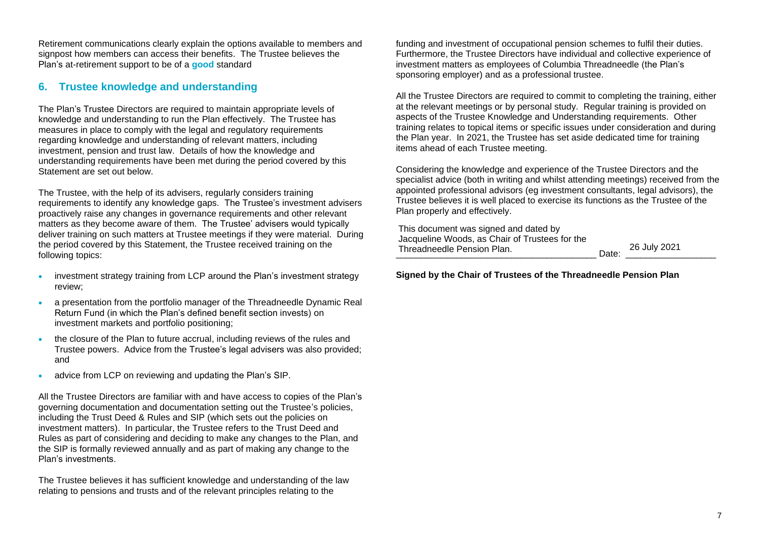Retirement communications clearly explain the options available to members and signpost how members can access their benefits. The Trustee believes the Plan's at-retirement support to be of a **good** standard

## 6. Trustee knowledge and understanding

The Plan's Trustee Directors are required to maintain appropriate levels of knowledge and understanding to run the Plan effectively. The Trustee has measures in place to comply with the legal and regulatory requirements regarding knowledge and understanding of relevant matters, including investment, pension and trust law. Details of how the knowledge and understanding requirements have been met during the period covered by this Statement are set out below.

The Trustee, with the help of its advisers, regularly considers training requirements to identify any knowledge gaps. The Trustee's investment advisers proactively raise any changes in governance requirements and other relevant matters as they become aware of them. The Trustee' advisers would typically deliver training on such matters at Trustee meetings if they were material. During the period covered by this Statement, the Trustee received training on the following topics:

- investment strategy training from LCP around the Plan's investment strategy review;
- a presentation from the portfolio manager of the Threadneedle Dynamic Real Return Fund (in which the Plan's defined benefit section invests) on investment markets and portfolio positioning;
- the closure of the Plan to future accrual, including reviews of the rules and Trustee powers. Advice from the Trustee's legal advisers was also provided; and
- advice from LCP on reviewing and updating the Plan's SIP.

All the Trustee Directors are familiar with and have access to copies of the Plan's governing documentation and documentation setting out the Trustee's policies, including the Trust Deed & Rules and SIP (which sets out the policies on investment matters). In particular, the Trustee refers to the Trust Deed and Rules as part of considering and deciding to make any changes to the Plan, and the SIP is formally reviewed annually and as part of making any change to the Plan's investments.

The Trustee believes it has sufficient knowledge and understanding of the law relating to pensions and trusts and of the relevant principles relating to the funding and investment of occupational pension schemes to fulfil their duties. Furthermore, the Trustee Directors have individual and collective experience of investment matters as employees of Columbia Threadneedle (the Plan's sponsoring employer) and as a professional trustee.

All the Trustee Directors are required to commit to completing the training, either at the relevant meetings or by personal study. Regular training is provided on aspects of the Trustee Knowledge and Understanding requirements. Other training relates to topical items or specific issues under consideration and during the Plan year. In 2021, the Trustee has set aside dedicated time for training items ahead of each Trustee meeting.

Considering the knowledge and experience of the Trustee Directors and the specialist advice (both in writing and whilst attending meetings) received from the appointed professional advisors (eg investment consultants, legal advisors), the Trustee believes it is well placed to exercise its functions as the Trustee of the Plan properly and effectively.

This document was signed and dated by Jacqueline Woods, as Chair of Trustees for the Threadneedle Pension Plan. ________________________________________ Date: 26 July 2021

**Signed by the Chair of Trustees of the Threadneedle Pension Plan**